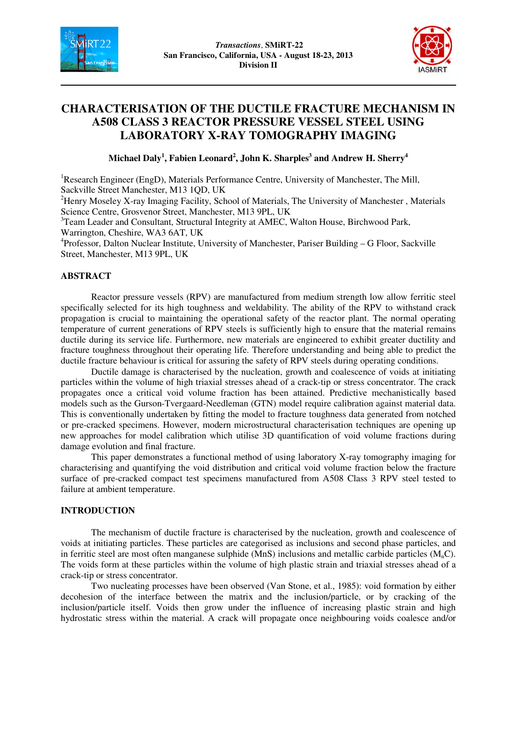# CHARACTERISATION OF THE DUCTILE FRACTURE MECHANISM IN A508 CLASS 3 REACTOR PRESSURE VESSEL STEEL USING LABORATORY X-RAY TOMOGRAPHY IMAGING

**Michael Daly[1], Fabien Leonard[2], John K. Sharples[3] and Andrew H. Sherry[4]**

[1]Research Engineer (EngD), Materials Performance Centre, University of Manchester, The Mill, Sackville Street Manchester, M13 1QD, UK
[2]Henry Moseley X-ray Imaging Facility, School of Materials, The University of Manchester , Materials Science Centre, Grosvenor Street, Manchester, M13 9PL, UK
[3]Team Leader and Consultant, Structural Integrity at AMEC, Walton House, Birchwood Park, Warrington, Cheshire, WA3 6AT, UK
[4]Professor, Dalton Nuclear Institute, University of Manchester, Pariser Building – G Floor, Sackville Street, Manchester, M13 9PL, UK

## ABSTRACT

Reactor pressure vessels (RPV) are manufactured from medium strength low allow ferritic steel specifically selected for its high toughness and weldability. The ability of the RPV to withstand crack propagation is crucial to maintaining the operational safety of the reactor plant. The normal operating temperature of current generations of RPV steels is sufficiently high to ensure that the material remains ductile during its service life. Furthermore, new materials are engineered to exhibit greater ductility and fracture toughness throughout their operating life. Therefore understanding and being able to predict the ductile fracture behaviour is critical for assuring the safety of RPV steels during operating conditions.

Ductile damage is characterised by the nucleation, growth and coalescence of voids at initiating particles within the volume of high triaxial stresses ahead of a crack-tip or stress concentrator. The crack propagates once a critical void volume fraction has been attained. Predictive mechanistically based models such as the Gurson-Tvergaard-Needleman (GTN) model require calibration against material data. This is conventionally undertaken by fitting the model to fracture toughness data generated from notched or pre-cracked specimens. However, modern microstructural characterisation techniques are opening up new approaches for model calibration which utilise 3D quantification of void volume fractions during damage evolution and final fracture.

This paper demonstrates a functional method of using laboratory X-ray tomography imaging for characterising and quantifying the void distribution and critical void volume fraction below the fracture surface of pre-cracked compact test specimens manufactured from A508 Class 3 RPV steel tested to failure at ambient temperature.

## INTRODUCTION

The mechanism of ductile fracture is characterised by the nucleation, growth and coalescence of voids at initiating particles. These particles are categorised as inclusions and second phase particles, and in ferritic steel are most often manganese sulphide (MnS) inclusions and metallic carbide particles ($M_nC$). The voids form at these particles within the volume of high plastic strain and triaxial stresses ahead of a crack-tip or stress concentrator.

Two nucleating processes have been observed (Van Stone, et al., 1985): void formation by either decohesion of the interface between the matrix and the inclusion/particle, or by cracking of the inclusion/particle itself. Voids then grow under the influence of increasing plastic strain and high hydrostatic stress within the material. A crack will propagate once neighbouring voids coalesce and/or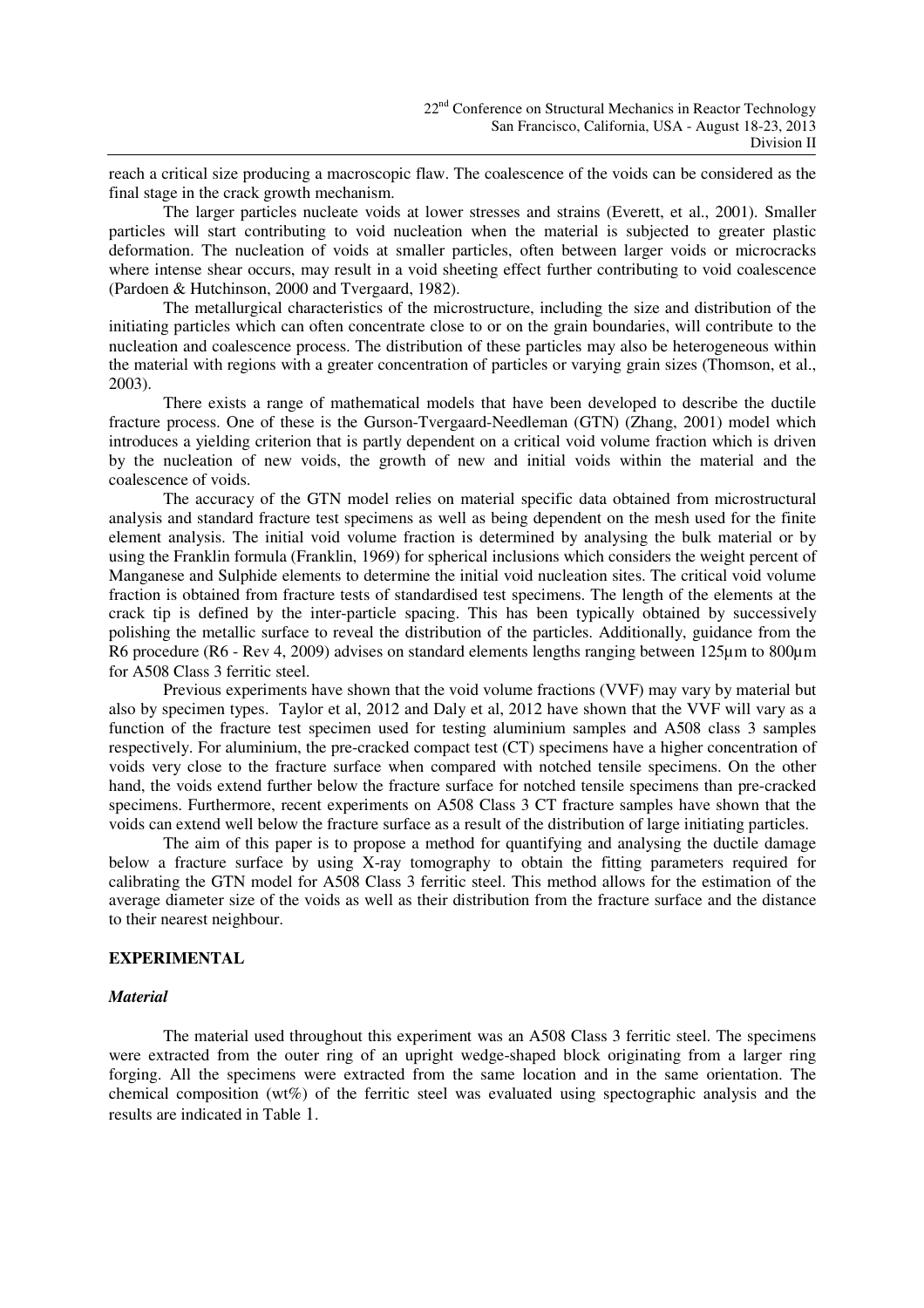reach a critical size producing a macroscopic flaw. The coalescence of the voids can be considered as the final stage in the crack growth mechanism.

The larger particles nucleate voids at lower stresses and strains (Everett, et al., 2001). Smaller particles will start contributing to void nucleation when the material is subjected to greater plastic deformation. The nucleation of voids at smaller particles, often between larger voids or microcracks where intense shear occurs, may result in a void sheeting effect further contributing to void coalescence (Pardoen & Hutchinson, 2000 and Tvergaard, 1982).

The metallurgical characteristics of the microstructure, including the size and distribution of the initiating particles which can often concentrate close to or on the grain boundaries, will contribute to the nucleation and coalescence process. The distribution of these particles may also be heterogeneous within the material with regions with a greater concentration of particles or varying grain sizes (Thomson, et al., 2003).

There exists a range of mathematical models that have been developed to describe the ductile fracture process. One of these is the Gurson-Tvergaard-Needleman (GTN) (Zhang, 2001) model which introduces a yielding criterion that is partly dependent on a critical void volume fraction which is driven by the nucleation of new voids, the growth of new and initial voids within the material and the coalescence of voids.

The accuracy of the GTN model relies on material specific data obtained from microstructural analysis and standard fracture test specimens as well as being dependent on the mesh used for the finite element analysis. The initial void volume fraction is determined by analysing the bulk material or by using the Franklin formula (Franklin, 1969) for spherical inclusions which considers the weight percent of Manganese and Sulphide elements to determine the initial void nucleation sites. The critical void volume fraction is obtained from fracture tests of standardised test specimens. The length of the elements at the crack tip is defined by the inter-particle spacing. This has been typically obtained by successively polishing the metallic surface to reveal the distribution of the particles. Additionally, guidance from the R6 procedure (R6 - Rev 4, 2009) advises on standard elements lengths ranging between 125µm to 800µm for A508 Class 3 ferritic steel.

Previous experiments have shown that the void volume fractions (VVF) may vary by material but also by specimen types. Taylor et al, 2012 and Daly et al, 2012 have shown that the VVF will vary as a function of the fracture test specimen used for testing aluminium samples and A508 class 3 samples respectively. For aluminium, the pre-cracked compact test (CT) specimens have a higher concentration of voids very close to the fracture surface when compared with notched tensile specimens. On the other hand, the voids extend further below the fracture surface for notched tensile specimens than pre-cracked specimens. Furthermore, recent experiments on A508 Class 3 CT fracture samples have shown that the voids can extend well below the fracture surface as a result of the distribution of large initiating particles.

The aim of this paper is to propose a method for quantifying and analysing the ductile damage below a fracture surface by using X-ray tomography to obtain the fitting parameters required for calibrating the GTN model for A508 Class 3 ferritic steel. This method allows for the estimation of the average diameter size of the voids as well as their distribution from the fracture surface and the distance to their nearest neighbour.

## EXPERIMENTAL

### *Material*

The material used throughout this experiment was an A508 Class 3 ferritic steel. The specimens were extracted from the outer ring of an upright wedge-shaped block originating from a larger ring forging. All the specimens were extracted from the same location and in the same orientation. The chemical composition (wt%) of the ferritic steel was evaluated using spectographic analysis and the results are indicated in Table 1.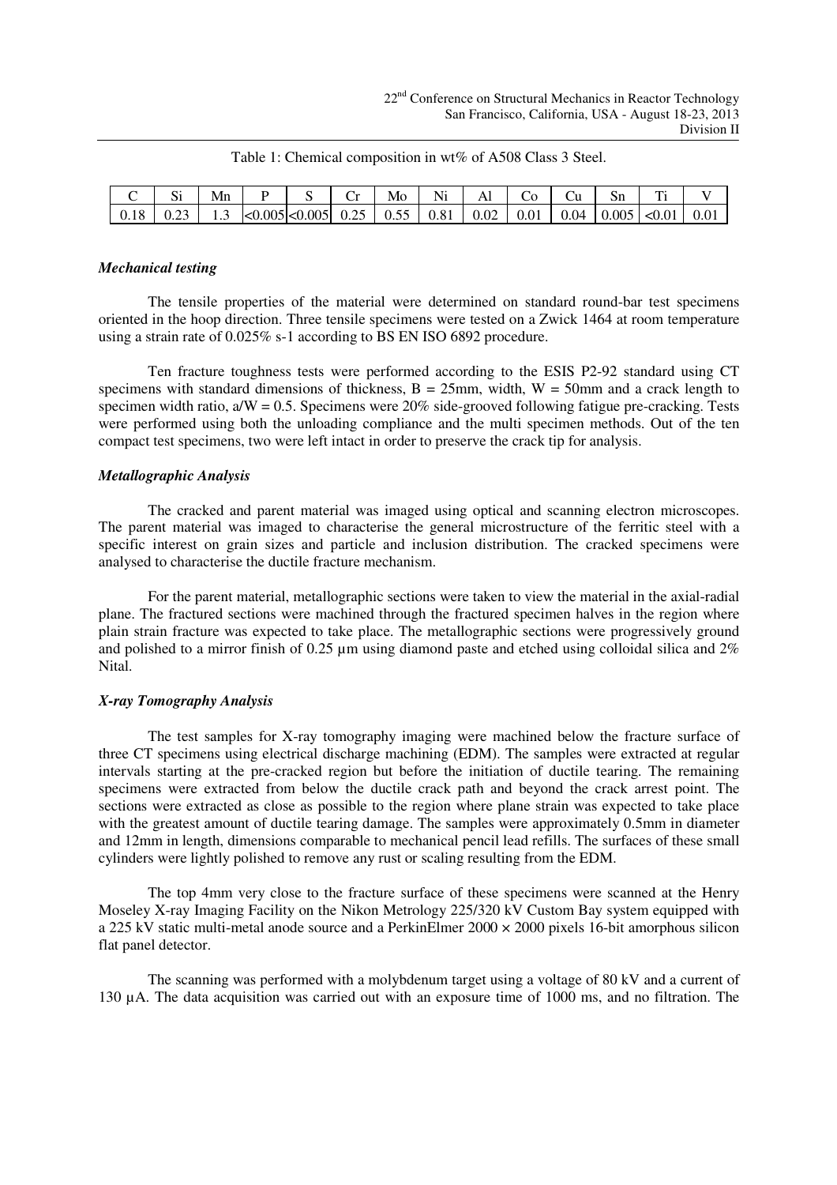Table 1: Chemical composition in wt% of A508 Class 3 Steel.

| C | Si | Mn | P | S | Cr | Mo | Ni | Al | Co | Cu | Sn | Ti | V |
|---|---|---|---|---|---|---|---|---|---|---|---|---|---|
| 0.18 | 0.23 | 1.3 | <0.005 | <0.005 | 0.25 | 0.55 | 0.81 | 0.02 | 0.01 | 0.04 | 0.005 | <0.01 | 0.01 |

### *Mechanical testing*

The tensile properties of the material were determined on standard round-bar test specimens oriented in the hoop direction. Three tensile specimens were tested on a Zwick 1464 at room temperature using a strain rate of 0.025% s-1 according to BS EN ISO 6892 procedure.

Ten fracture toughness tests were performed according to the ESIS P2-92 standard using CT specimens with standard dimensions of thickness, B = 25mm, width, W = 50mm and a crack length to specimen width ratio, a/W = 0.5. Specimens were 20% side-grooved following fatigue pre-cracking. Tests were performed using both the unloading compliance and the multi specimen methods. Out of the ten compact test specimens, two were left intact in order to preserve the crack tip for analysis.

### *Metallographic Analysis*

The cracked and parent material was imaged using optical and scanning electron microscopes. The parent material was imaged to characterise the general microstructure of the ferritic steel with a specific interest on grain sizes and particle and inclusion distribution. The cracked specimens were analysed to characterise the ductile fracture mechanism.

For the parent material, metallographic sections were taken to view the material in the axial-radial plane. The fractured sections were machined through the fractured specimen halves in the region where plain strain fracture was expected to take place. The metallographic sections were progressively ground and polished to a mirror finish of 0.25 µm using diamond paste and etched using colloidal silica and 2% Nital.

### *X-ray Tomography Analysis*

The test samples for X-ray tomography imaging were machined below the fracture surface of three CT specimens using electrical discharge machining (EDM). The samples were extracted at regular intervals starting at the pre-cracked region but before the initiation of ductile tearing. The remaining specimens were extracted from below the ductile crack path and beyond the crack arrest point. The sections were extracted as close as possible to the region where plane strain was expected to take place with the greatest amount of ductile tearing damage. The samples were approximately 0.5mm in diameter and 12mm in length, dimensions comparable to mechanical pencil lead refills. The surfaces of these small cylinders were lightly polished to remove any rust or scaling resulting from the EDM.

The top 4mm very close to the fracture surface of these specimens were scanned at the Henry Moseley X-ray Imaging Facility on the Nikon Metrology 225/320 kV Custom Bay system equipped with a 225 kV static multi-metal anode source and a PerkinElmer 2000 × 2000 pixels 16-bit amorphous silicon flat panel detector.

The scanning was performed with a molybdenum target using a voltage of 80 kV and a current of 130 µA. The data acquisition was carried out with an exposure time of 1000 ms, and no filtration. The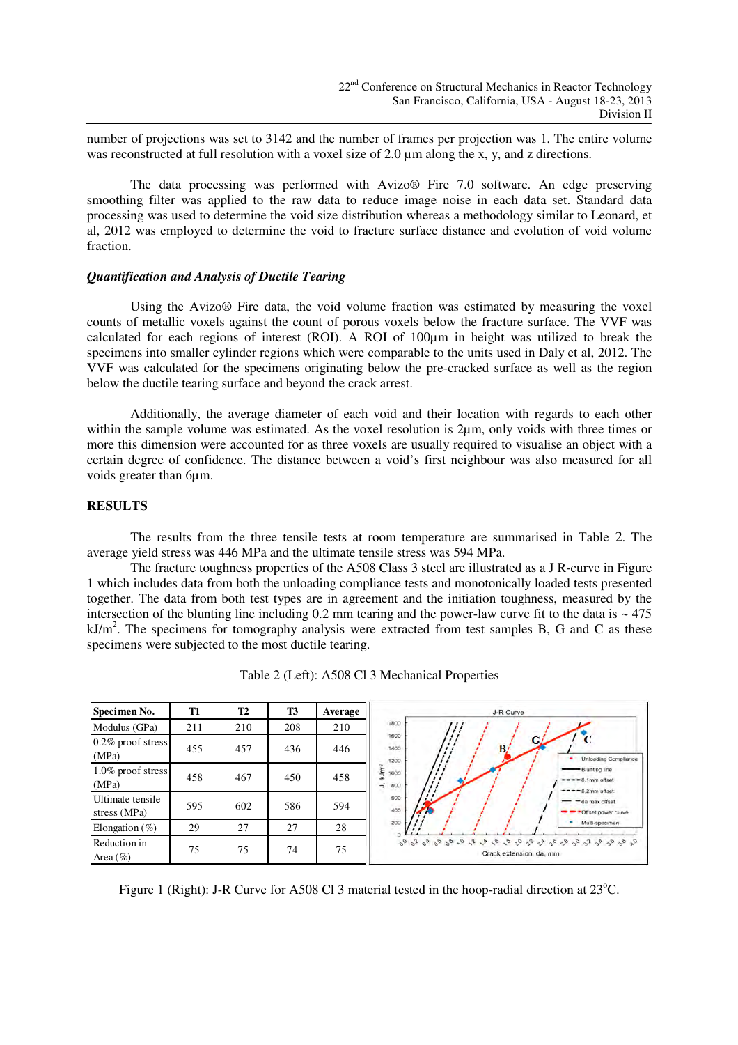number of projections was set to 3142 and the number of frames per projection was 1. The entire volume was reconstructed at full resolution with a voxel size of 2.0 µm along the x, y, and z directions.

The data processing was performed with Avizo® Fire 7.0 software. An edge preserving smoothing filter was applied to the raw data to reduce image noise in each data set. Standard data processing was used to determine the void size distribution whereas a methodology similar to Leonard, et al, 2012 was employed to determine the void to fracture surface distance and evolution of void volume fraction.

### *Quantification and Analysis of Ductile Tearing*

Using the Avizo® Fire data, the void volume fraction was estimated by measuring the voxel counts of metallic voxels against the count of porous voxels below the fracture surface. The VVF was calculated for each regions of interest (ROI). A ROI of 100µm in height was utilized to break the specimens into smaller cylinder regions which were comparable to the units used in Daly et al, 2012. The VVF was calculated for the specimens originating below the pre-cracked surface as well as the region below the ductile tearing surface and beyond the crack arrest.

Additionally, the average diameter of each void and their location with regards to each other within the sample volume was estimated. As the voxel resolution is 2µm, only voids with three times or more this dimension were accounted for as three voxels are usually required to visualise an object with a certain degree of confidence. The distance between a void's first neighbour was also measured for all voids greater than 6µm.

## RESULTS

The results from the three tensile tests at room temperature are summarised in Table 2. The average yield stress was 446 MPa and the ultimate tensile stress was 594 MPa.

The fracture toughness properties of the A508 Class 3 steel are illustrated as a J R-curve in Figure 1 which includes data from both the unloading compliance tests and monotonically loaded tests presented together. The data from both test types are in agreement and the initiation toughness, measured by the intersection of the blunting line including 0.2 mm tearing and the power-law curve fit to the data is ~ 475 kJ/m$^2$. The specimens for tomography analysis were extracted from test samples B, G and C as these specimens were subjected to the most ductile tearing.

Table 2 (Left): A508 Cl 3 Mechanical Properties

| Specimen No. | T1 | T2 | T3 | Average |
|---|---|---|---|---|
| Modulus (GPa) | 211 | 210 | 208 | 210 |
| 0.2% proof stress (MPa) | 455 | 457 | 436 | 446 |
| 1.0% proof stress (MPa) | 458 | 467 | 450 | 458 |
| Ultimate tensile stress (MPa) | 595 | 602 | 586 | 594 |
| Elongation (%) | 29 | 27 | 27 | 28 |
| Reduction in Area (%) | 75 | 75 | 74 | 75 |

J-R Curve

J, kJ/m$^2$

0
200
400
600
800
1000
1200
1400
1600
1800

Crack extension, da, mm

0.0 0.2 0.4 0.6 0.8 1.0 1.2 1.4 1.6 1.8 2.0 2.2 2.4 2.6 2.8 3.0 3.2 3.4 3.6 3.8 4.0

B
G
C

Unloading Compliance
Blunting line
0.1mm offset
0.2mm offset
da max offset
Offset power curve
Multi-specimen

Figure 1 (Right): J-R Curve for A508 Cl 3 material tested in the hoop-radial direction at 23°C.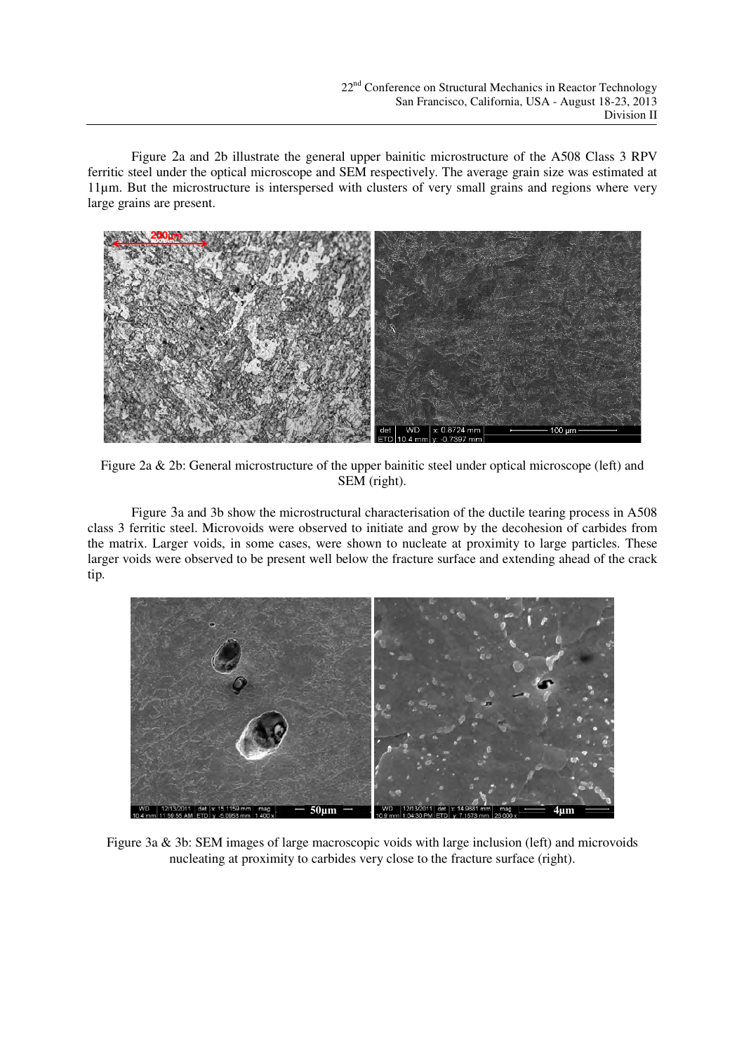Figure 2a and 2b illustrate the general upper bainitic microstructure of the A508 Class 3 RPV ferritic steel under the optical microscope and SEM respectively. The average grain size was estimated at 11μm. But the microstructure is interspersed with clusters of very small grains and regions where very large grains are present.

Figure 2a & 2b: General microstructure of the upper bainitic steel under optical microscope (left) and SEM (right).

Figure 3a and 3b show the microstructural characterisation of the ductile tearing process in A508 class 3 ferritic steel. Microvoids were observed to initiate and grow by the decohesion of carbides from the matrix. Larger voids, in some cases, were shown to nucleate at proximity to large particles. These larger voids were observed to be present well below the fracture surface and extending ahead of the crack tip.

Figure 3a & 3b: SEM images of large macroscopic voids with large inclusion (left) and microvoids nucleating at proximity to carbides very close to the fracture surface (right).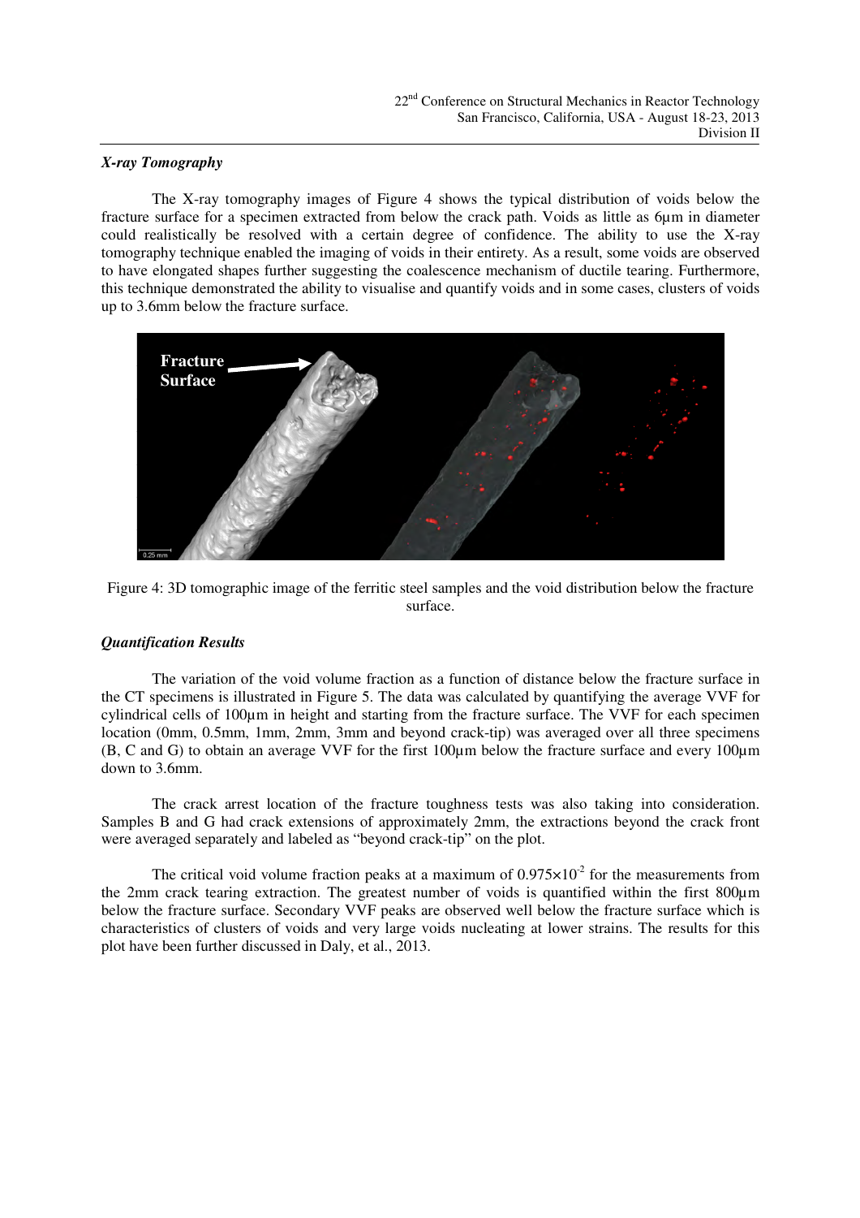### *X-ray Tomography*

The X-ray tomography images of Figure 4 shows the typical distribution of voids below the fracture surface for a specimen extracted from below the crack path. Voids as little as 6µm in diameter could realistically be resolved with a certain degree of confidence. The ability to use the X-ray tomography technique enabled the imaging of voids in their entirety. As a result, some voids are observed to have elongated shapes further suggesting the coalescence mechanism of ductile tearing. Furthermore, this technique demonstrated the ability to visualise and quantify voids and in some cases, clusters of voids up to 3.6mm below the fracture surface.

Fracture Surface

0.25 mm

Figure 4: 3D tomographic image of the ferritic steel samples and the void distribution below the fracture surface.

### *Quantification Results*

The variation of the void volume fraction as a function of distance below the fracture surface in the CT specimens is illustrated in Figure 5. The data was calculated by quantifying the average VVF for cylindrical cells of 100µm in height and starting from the fracture surface. The VVF for each specimen location (0mm, 0.5mm, 1mm, 2mm, 3mm and beyond crack-tip) was averaged over all three specimens (B, C and G) to obtain an average VVF for the first 100µm below the fracture surface and every 100µm down to 3.6mm.

The crack arrest location of the fracture toughness tests was also taking into consideration. Samples B and G had crack extensions of approximately 2mm, the extractions beyond the crack front were averaged separately and labeled as "beyond crack-tip" on the plot.

The critical void volume fraction peaks at a maximum of $0.975 \times 10^{-2}$ for the measurements from the 2mm crack tearing extraction. The greatest number of voids is quantified within the first 800µm below the fracture surface. Secondary VVF peaks are observed well below the fracture surface which is characteristics of clusters of voids and very large voids nucleating at lower strains. The results for this plot have been further discussed in Daly, et al., 2013.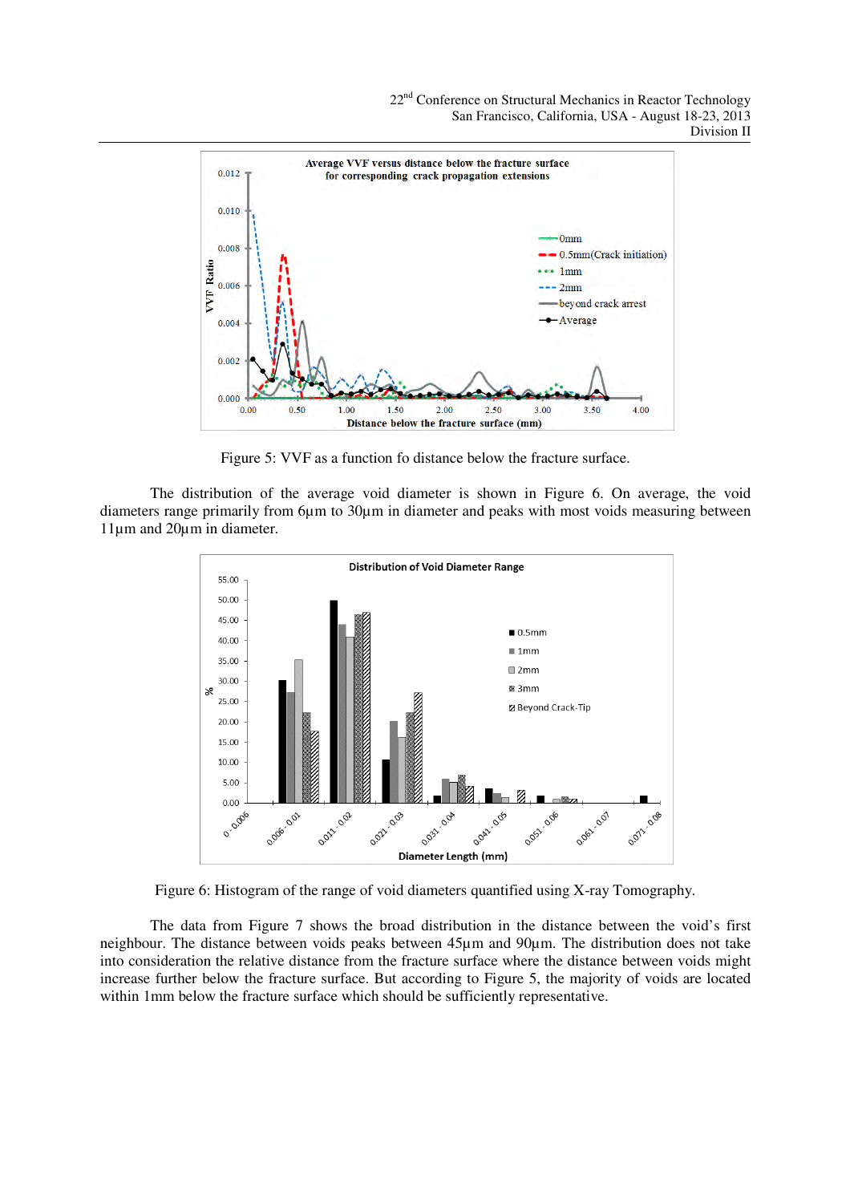Average VVF versus distance below the fracture surface
for corresponding crack propagation extensions

VVF Ratio

0.012
0.010
0.008
0.006
0.004
0.002
0.000

0.00 0.50 1.00 1.50 2.00 2.50 3.00 3.50 4.00

Distance below the fracture surface (mm)

0mm
0.5mm(Crack initiation)
1mm
2mm
beyond crack arrest
Average

Figure 5: VVF as a function fo distance below the fracture surface.

The distribution of the average void diameter is shown in Figure 6. On average, the void diameters range primarily from 6µm to 30µm in diameter and peaks with most voids measuring between 11µm and 20µm in diameter.

Distribution of Void Diameter Range

%

55.00
50.00
45.00
40.00
35.00
30.00
25.00
20.00
15.00
10.00
5.00
0.00

0 - 0.006
0.006 - 0.01
0.011 - 0.02
0.021 - 0.03
0.031 - 0.04
0.041 - 0.05
0.051 - 0.06
0.061 - 0.07
0.071 - 0.08

Diameter Length (mm)

0.5mm
1mm
2mm
3mm
Beyond Crack-Tip

Figure 6: Histogram of the range of void diameters quantified using X-ray Tomography.

The data from Figure 7 shows the broad distribution in the distance between the void's first neighbour. The distance between voids peaks between 45µm and 90µm. The distribution does not take into consideration the relative distance from the fracture surface where the distance between voids might increase further below the fracture surface. But according to Figure 5, the majority of voids are located within 1mm below the fracture surface which should be sufficiently representative.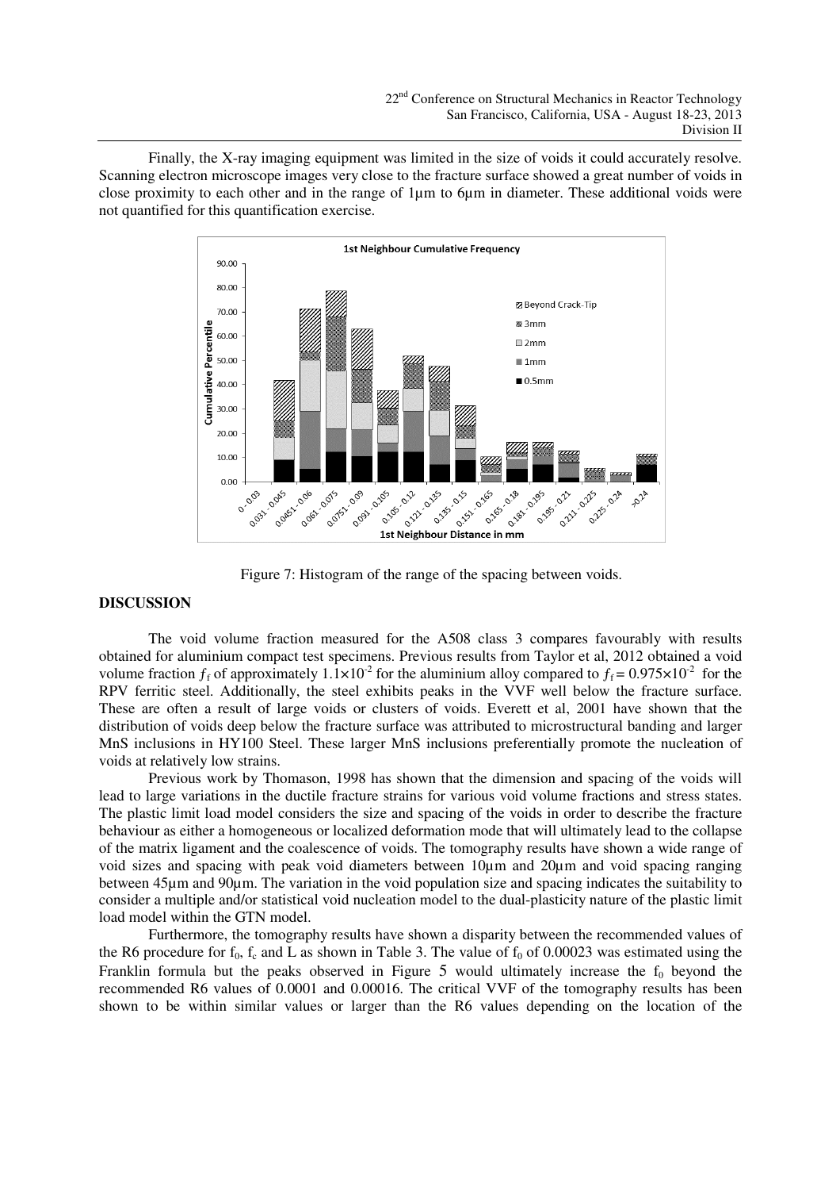Finally, the X-ray imaging equipment was limited in the size of voids it could accurately resolve. Scanning electron microscope images very close to the fracture surface showed a great number of voids in close proximity to each other and in the range of 1μm to 6μm in diameter. These additional voids were not quantified for this quantification exercise.

1st Neighbour Cumulative Frequency

Cumulative Percentile

90.00
80.00
70.00
60.00
50.00
40.00
30.00
20.00
10.00
0.00

Beyond Crack-Tip
3mm
2mm
1mm
0.5mm

0 - 0.03
0.031 - 0.045
0.0451 - 0.06
0.061 - 0.075
0.0751 - 0.09
0.091 - 0.105
0.105 - 0.12
0.121 - 0.135
0.135 - 0.15
0.151 - 0.165
0.165 - 0.18
0.181 - 0.195
0.195 - 0.21
0.211 - 0.225
0.225 - 0.24
>0.24

1st Neighbour Distance in mm

Figure 7: Histogram of the range of the spacing between voids.

## DISCUSSION

The void volume fraction measured for the A508 class 3 compares favourably with results obtained for aluminium compact test specimens. Previous results from Taylor et al, 2012 obtained a void volume fraction $f_f$ of approximately $1.1\times10^{-2}$ for the aluminium alloy compared to $f_f = 0.975\times10^{-2}$ for the RPV ferritic steel. Additionally, the steel exhibits peaks in the VVF well below the fracture surface. These are often a result of large voids or clusters of voids. Everett et al, 2001 have shown that the distribution of voids deep below the fracture surface was attributed to microstructural banding and larger MnS inclusions in HY100 Steel. These larger MnS inclusions preferentially promote the nucleation of voids at relatively low strains.

Previous work by Thomason, 1998 has shown that the dimension and spacing of the voids will lead to large variations in the ductile fracture strains for various void volume fractions and stress states. The plastic limit load model considers the size and spacing of the voids in order to describe the fracture behaviour as either a homogeneous or localized deformation mode that will ultimately lead to the collapse of the matrix ligament and the coalescence of voids. The tomography results have shown a wide range of void sizes and spacing with peak void diameters between 10μm and 20μm and void spacing ranging between 45μm and 90μm. The variation in the void population size and spacing indicates the suitability to consider a multiple and/or statistical void nucleation model to the dual-plasticity nature of the plastic limit load model within the GTN model.

Furthermore, the tomography results have shown a disparity between the recommended values of the R6 procedure for $f_0$, $f_c$ and L as shown in Table 3. The value of $f_0$ of 0.00023 was estimated using the Franklin formula but the peaks observed in Figure 5 would ultimately increase the $f_0$ beyond the recommended R6 values of 0.0001 and 0.00016. The critical VVF of the tomography results has been shown to be within similar values or larger than the R6 values depending on the location of the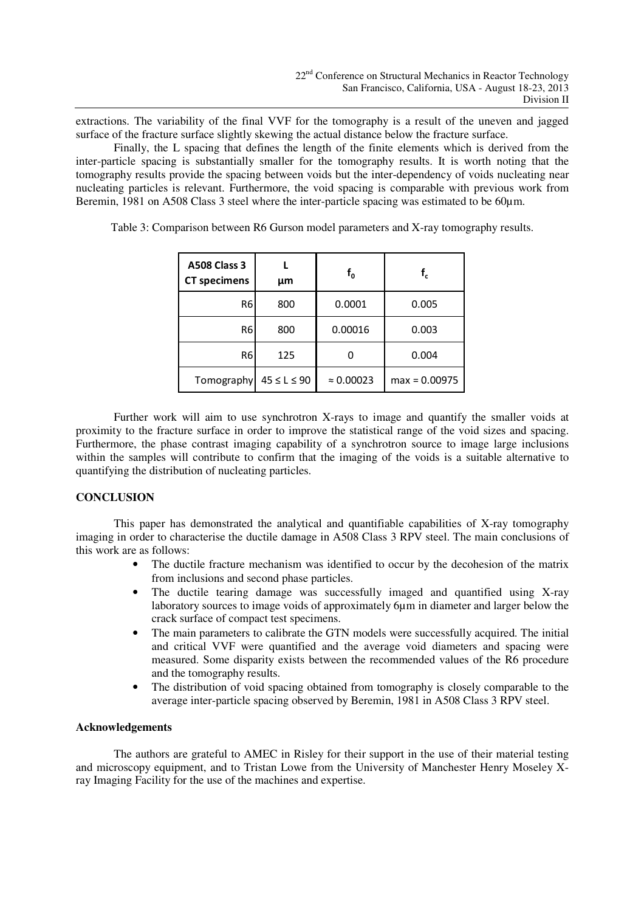extractions. The variability of the final VVF for the tomography is a result of the uneven and jagged surface of the fracture surface slightly skewing the actual distance below the fracture surface.

Finally, the L spacing that defines the length of the finite elements which is derived from the inter-particle spacing is substantially smaller for the tomography results. It is worth noting that the tomography results provide the spacing between voids but the inter-dependency of voids nucleating near nucleating particles is relevant. Furthermore, the void spacing is comparable with previous work from Beremin, 1981 on A508 Class 3 steel where the inter-particle spacing was estimated to be 60μm.

Table 3: Comparison between R6 Gurson model parameters and X-ray tomography results.

| A508 Class 3 CT specimens | L μm | $f_0$ | $f_c$ |
|---|---|---|---|
| R6 | 800 | 0.0001 | 0.005 |
| R6 | 800 | 0.00016 | 0.003 |
| R6 | 125 | 0 | 0.004 |
| Tomography | $45 \leq L \leq 90$ | $\approx 0.00023$ | max = 0.00975 |

Further work will aim to use synchrotron X-rays to image and quantify the smaller voids at proximity to the fracture surface in order to improve the statistical range of the void sizes and spacing. Furthermore, the phase contrast imaging capability of a synchrotron source to image large inclusions within the samples will contribute to confirm that the imaging of the voids is a suitable alternative to quantifying the distribution of nucleating particles.

## CONCLUSION

This paper has demonstrated the analytical and quantifiable capabilities of X-ray tomography imaging in order to characterise the ductile damage in A508 Class 3 RPV steel. The main conclusions of this work are as follows:

- The ductile fracture mechanism was identified to occur by the decohesion of the matrix from inclusions and second phase particles.
- The ductile tearing damage was successfully imaged and quantified using X-ray laboratory sources to image voids of approximately 6μm in diameter and larger below the crack surface of compact test specimens.
- The main parameters to calibrate the GTN models were successfully acquired. The initial and critical VVF were quantified and the average void diameters and spacing were measured. Some disparity exists between the recommended values of the R6 procedure and the tomography results.
- The distribution of void spacing obtained from tomography is closely comparable to the average inter-particle spacing observed by Beremin, 1981 in A508 Class 3 RPV steel.

### Acknowledgements

The authors are grateful to AMEC in Risley for their support in the use of their material testing and microscopy equipment, and to Tristan Lowe from the University of Manchester Henry Moseley X-ray Imaging Facility for the use of the machines and expertise.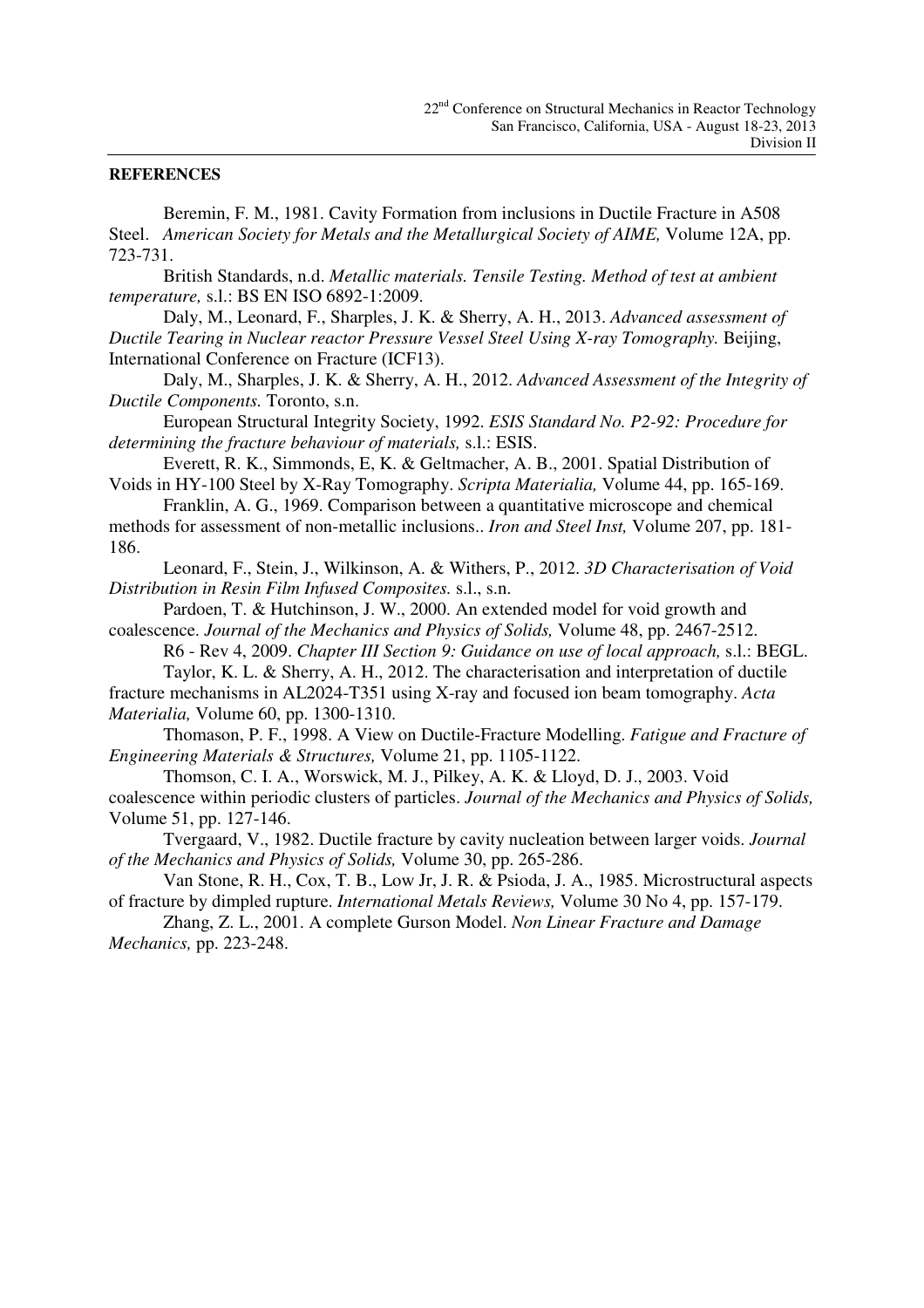**REFERENCES**

Beremin, F. M., 1981. Cavity Formation from inclusions in Ductile Fracture in A508 Steel. *American Society for Metals and the Metallurgical Society of AIME,* Volume 12A, pp. 723-731.

British Standards, n.d. *Metallic materials. Tensile Testing. Method of test at ambient temperature,* s.l.: BS EN ISO 6892-1:2009.

Daly, M., Leonard, F., Sharples, J. K. & Sherry, A. H., 2013. *Advanced assessment of Ductile Tearing in Nuclear reactor Pressure Vessel Steel Using X-ray Tomography.* Beijing, International Conference on Fracture (ICF13).

Daly, M., Sharples, J. K. & Sherry, A. H., 2012. *Advanced Assessment of the Integrity of Ductile Components.* Toronto, s.n.

European Structural Integrity Society, 1992. *ESIS Standard No. P2-92: Procedure for determining the fracture behaviour of materials,* s.l.: ESIS.

Everett, R. K., Simmonds, E, K. & Geltmacher, A. B., 2001. Spatial Distribution of Voids in HY-100 Steel by X-Ray Tomography. *Scripta Materialia,* Volume 44, pp. 165-169.

Franklin, A. G., 1969. Comparison between a quantitative microscope and chemical methods for assessment of non-metallic inclusions.. *Iron and Steel Inst,* Volume 207, pp. 181-186.

Leonard, F., Stein, J., Wilkinson, A. & Withers, P., 2012. *3D Characterisation of Void Distribution in Resin Film Infused Composites.* s.l., s.n.

Pardoen, T. & Hutchinson, J. W., 2000. An extended model for void growth and coalescence. *Journal of the Mechanics and Physics of Solids,* Volume 48, pp. 2467-2512.

R6 - Rev 4, 2009. *Chapter III Section 9: Guidance on use of local approach,* s.l.: BEGL.

Taylor, K. L. & Sherry, A. H., 2012. The characterisation and interpretation of ductile fracture mechanisms in AL2024-T351 using X-ray and focused ion beam tomography. *Acta Materialia,* Volume 60, pp. 1300-1310.

Thomason, P. F., 1998. A View on Ductile-Fracture Modelling. *Fatigue and Fracture of Engineering Materials & Structures,* Volume 21, pp. 1105-1122.

Thomson, C. I. A., Worswick, M. J., Pilkey, A. K. & Lloyd, D. J., 2003. Void coalescence within periodic clusters of particles. *Journal of the Mechanics and Physics of Solids,* Volume 51, pp. 127-146.

Tvergaard, V., 1982. Ductile fracture by cavity nucleation between larger voids. *Journal of the Mechanics and Physics of Solids,* Volume 30, pp. 265-286.

Van Stone, R. H., Cox, T. B., Low Jr, J. R. & Psioda, J. A., 1985. Microstructural aspects of fracture by dimpled rupture. *International Metals Reviews,* Volume 30 No 4, pp. 157-179.

Zhang, Z. L., 2001. A complete Gurson Model. *Non Linear Fracture and Damage Mechanics,* pp. 223-248.